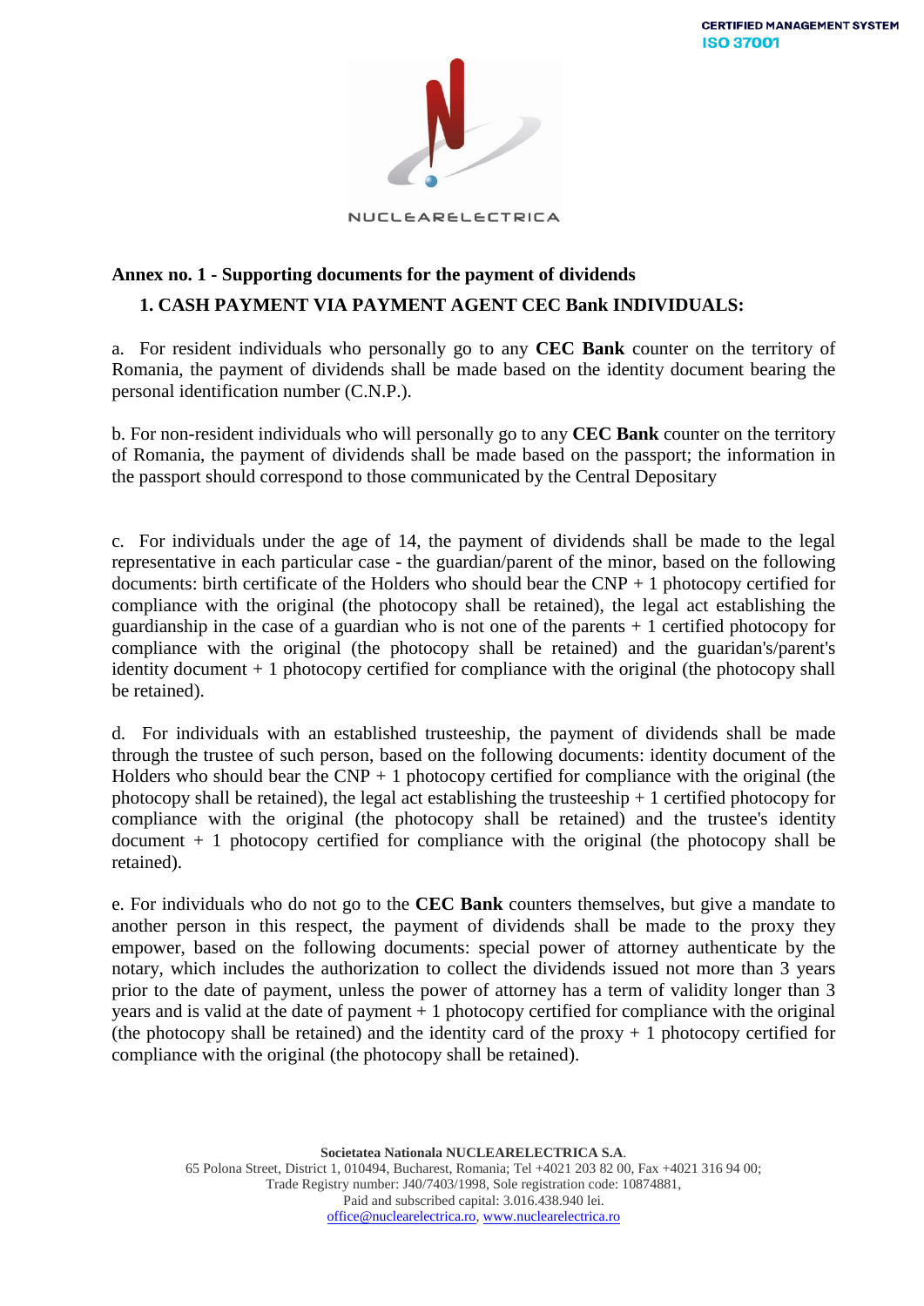**Annex no. 1 - Supporting documents for the payment of dividends**

**1. CASH PAYMENT VIA PAYMENT AGENT CEC Bank INDIVIDUALS:**

a. For resident individuals who personally go to any **CEC Bank** counter on the territory of Romania, the payment of dividends shall be made based on the identity document bearing the personal identification number (C.N.P.).

b. For non-resident individuals who will personally go to any **CEC Bank** counter on the territory of Romania, the payment of dividends shall be made based on the passport; the information in the passport should correspond to those communicated by the Central Depositary

c. For individuals under the age of 14, the payment of dividends shall be made to the legal representative in each particular case - the guardian/parent of the minor, based on the following documents: birth certificate of the Holders who should bear the CNP + 1 photocopy certified for compliance with the original (the photocopy shall be retained), the legal act establishing the guardianship in the case of a guardian who is not one of the parents + 1 certified photocopy for compliance with the original (the photocopy shall be retained) and the guaridan's/parent's identity document + 1 photocopy certified for compliance with the original (the photocopy shall be retained).

d. For individuals with an established trusteeship, the payment of dividends shall be made through the trustee of such person, based on the following documents: identity document of the Holders who should bear the CNP + 1 photocopy certified for compliance with the original (the photocopy shall be retained), the legal act establishing the trusteeship + 1 certified photocopy for compliance with the original (the photocopy shall be retained) and the trustee's identity document + 1 photocopy certified for compliance with the original (the photocopy shall be retained).

e. For individuals who do not go to the **CEC Bank** counters themselves, but give a mandate to another person in this respect, the payment of dividends shall be made to the proxy they empower, based on the following documents: special power of attorney authenticate by the notary, which includes the authorization to collect the dividends issued not more than 3 years prior to the date of payment, unless the power of attorney has a term of validity longer than 3 years and is valid at the date of payment + 1 photocopy certified for compliance with the original (the photocopy shall be retained) and the identity card of the proxy + 1 photocopy certified for compliance with the original (the photocopy shall be retained).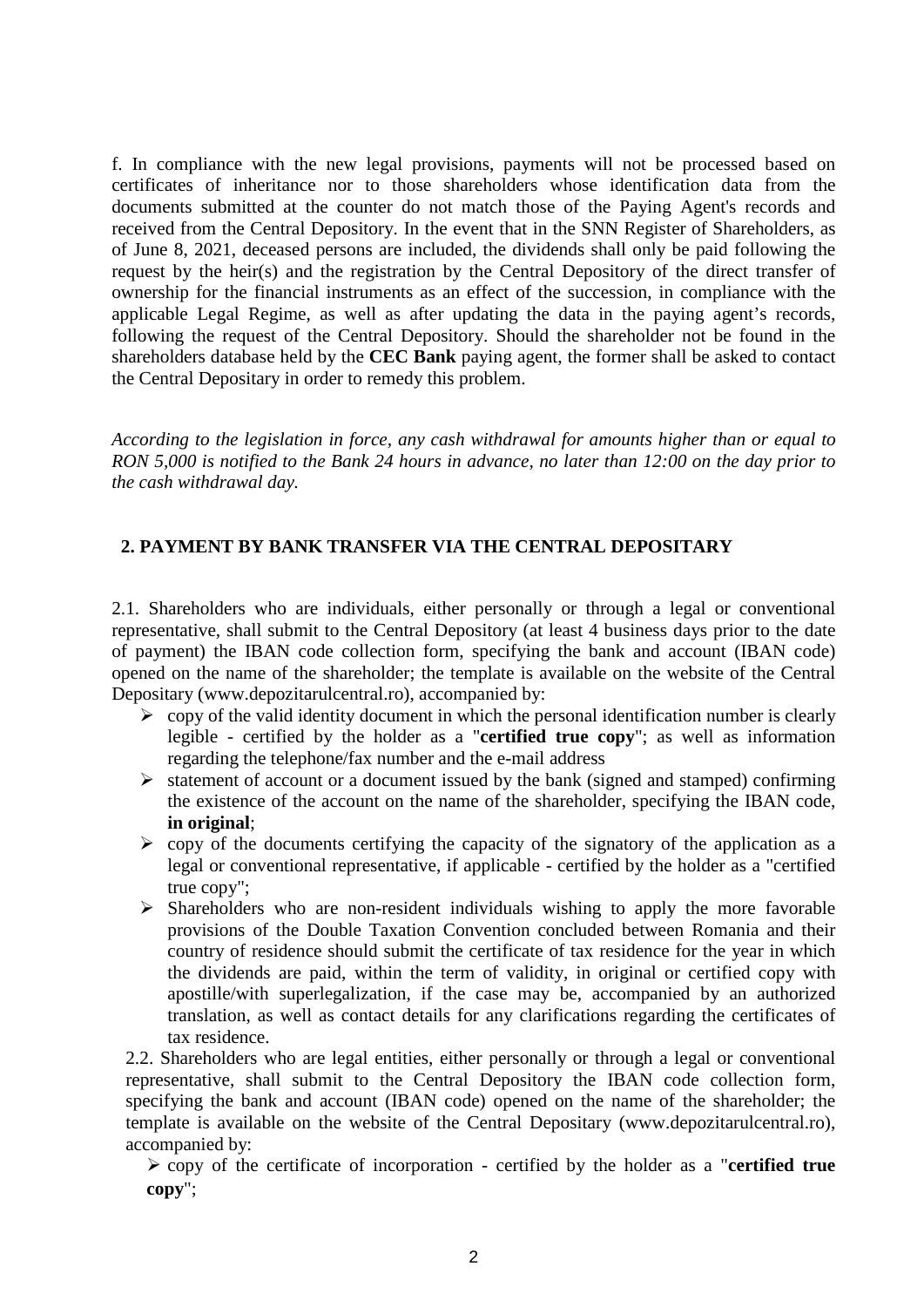f. In compliance with the new legal provisions, payments will not be processed based on certificates of inheritance nor to those shareholders whose identification data from the documents submitted at the counter do not match those of the Paying Agent's records and received from the Central Depository. In the event that in the SNN Register of Shareholders, as of June 8, 2021, deceased persons are included, the dividends shall only be paid following the request by the heir(s) and the registration by the Central Depository of the direct transfer of ownership for the financial instruments as an effect of the succession, in compliance with the applicable Legal Regime, as well as after updating the data in the paying agent's records, following the request of the Central Depository. Should the shareholder not be found in the shareholders database held by the **CEC Bank** paying agent, the former shall be asked to contact the Central Depositary in order to remedy this problem.

*According to the legislation in force, any cash withdrawal for amounts higher than or equal to RON 5,000 is notified to the Bank 24 hours in advance, no later than 12:00 on the day prior to the cash withdrawal day.*

## 2. PAYMENT BY BANK TRANSFER VIA THE CENTRAL DEPOSITARY

2.1. Shareholders who are individuals, either personally or through a legal or conventional representative, shall submit to the Central Depository (at least 4 business days prior to the date of payment) the IBAN code collection form, specifying the bank and account (IBAN code) opened on the name of the shareholder; the template is available on the website of the Central Depositary (www.depozitarulcentral.ro), accompanied by:

- copy of the valid identity document in which the personal identification number is clearly legible - certified by the holder as a "**certified true copy**"; as well as information regarding the telephone/fax number and the e-mail address
- statement of account or a document issued by the bank (signed and stamped) confirming the existence of the account on the name of the shareholder, specifying the IBAN code, **in original**;
- copy of the documents certifying the capacity of the signatory of the application as a legal or conventional representative, if applicable - certified by the holder as a "certified true copy";
- Shareholders who are non-resident individuals wishing to apply the more favorable provisions of the Double Taxation Convention concluded between Romania and their country of residence should submit the certificate of tax residence for the year in which the dividends are paid, within the term of validity, in original or certified copy with apostille/with superlegalization, if the case may be, accompanied by an authorized translation, as well as contact details for any clarifications regarding the certificates of tax residence.

2.2. Shareholders who are legal entities, either personally or through a legal or conventional representative, shall submit to the Central Depository the IBAN code collection form, specifying the bank and account (IBAN code) opened on the name of the shareholder; the template is available on the website of the Central Depositary (www.depozitarulcentral.ro), accompanied by:

- copy of the certificate of incorporation - certified by the holder as a "**certified true copy**";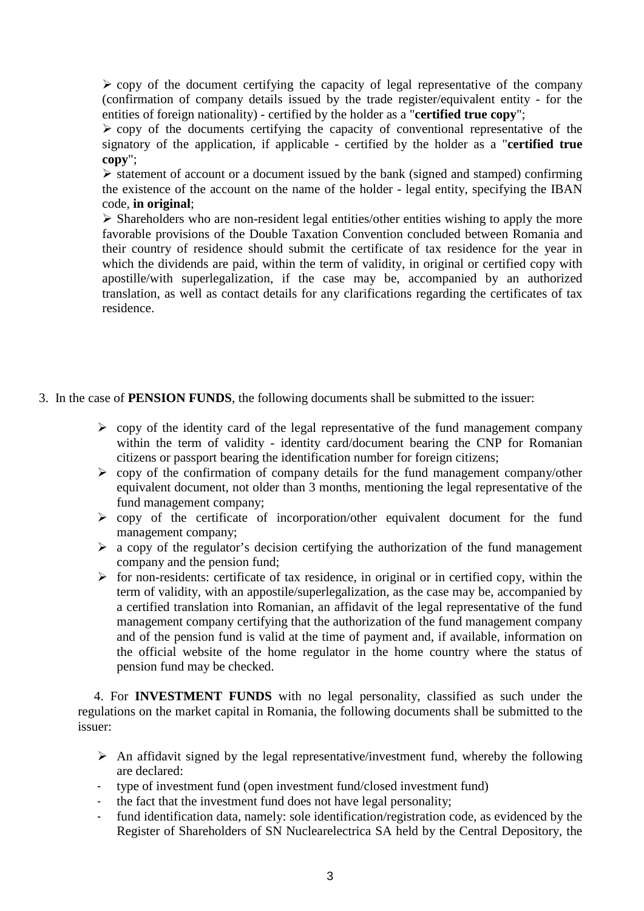- copy of the document certifying the capacity of legal representative of the company (confirmation of company details issued by the trade register/equivalent entity - for the entities of foreign nationality) - certified by the holder as a "**certified true copy**";
- copy of the documents certifying the capacity of conventional representative of the signatory of the application, if applicable - certified by the holder as a "**certified true copy**";
- statement of account or a document issued by the bank (signed and stamped) confirming the existence of the account on the name of the holder - legal entity, specifying the IBAN code, **in original**;
- Shareholders who are non-resident legal entities/other entities wishing to apply the more favorable provisions of the Double Taxation Convention concluded between Romania and their country of residence should submit the certificate of tax residence for the year in which the dividends are paid, within the term of validity, in original or certified copy with apostille/with superlegalization, if the case may be, accompanied by an authorized translation, as well as contact details for any clarifications regarding the certificates of tax residence.

3. In the case of **PENSION FUNDS**, the following documents shall be submitted to the issuer:

- copy of the identity card of the legal representative of the fund management company within the term of validity - identity card/document bearing the CNP for Romanian citizens or passport bearing the identification number for foreign citizens;
- copy of the confirmation of company details for the fund management company/other equivalent document, not older than 3 months, mentioning the legal representative of the fund management company;
- copy of the certificate of incorporation/other equivalent document for the fund management company;
- a copy of the regulator's decision certifying the authorization of the fund management company and the pension fund;
- for non-residents: certificate of tax residence, in original or in certified copy, within the term of validity, with an appostile/superlegalization, as the case may be, accompanied by a certified translation into Romanian, an affidavit of the legal representative of the fund management company certifying that the authorization of the fund management company and of the pension fund is valid at the time of payment and, if available, information on the official website of the home regulator in the home country where the status of pension fund may be checked.

4. For **INVESTMENT FUNDS** with no legal personality, classified as such under the regulations on the market capital in Romania, the following documents shall be submitted to the issuer:

- An affidavit signed by the legal representative/investment fund, whereby the following are declared:
  - type of investment fund (open investment fund/closed investment fund)
  - the fact that the investment fund does not have legal personality;
  - fund identification data, namely: sole identification/registration code, as evidenced by the Register of Shareholders of SN Nuclearelectrica SA held by the Central Depository, the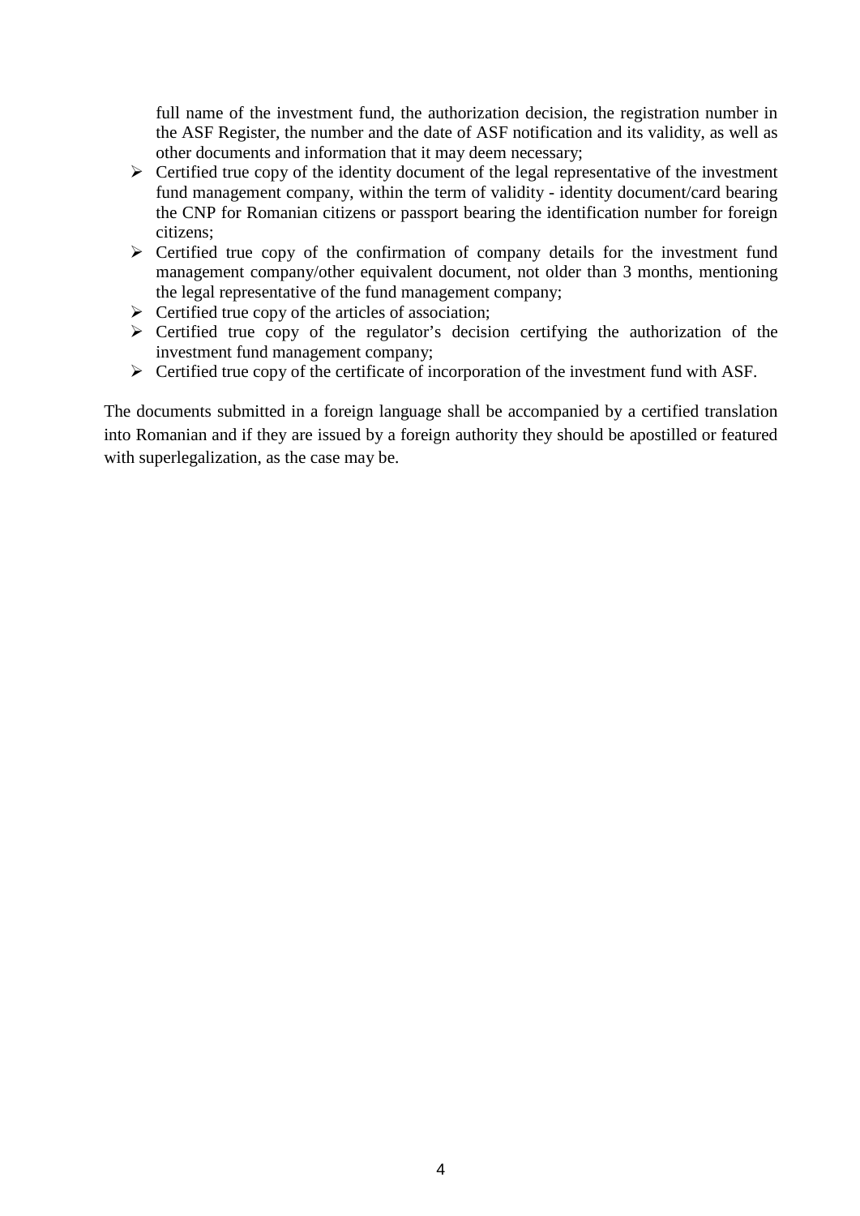full name of the investment fund, the authorization decision, the registration number in the ASF Register, the number and the date of ASF notification and its validity, as well as other documents and information that it may deem necessary;

- Certified true copy of the identity document of the legal representative of the investment fund management company, within the term of validity - identity document/card bearing the CNP for Romanian citizens or passport bearing the identification number for foreign citizens;
- Certified true copy of the confirmation of company details for the investment fund management company/other equivalent document, not older than 3 months, mentioning the legal representative of the fund management company;
- Certified true copy of the articles of association;
- Certified true copy of the regulator's decision certifying the authorization of the investment fund management company;
- Certified true copy of the certificate of incorporation of the investment fund with ASF.

The documents submitted in a foreign language shall be accompanied by a certified translation into Romanian and if they are issued by a foreign authority they should be apostilled or featured with superlegalization, as the case may be.